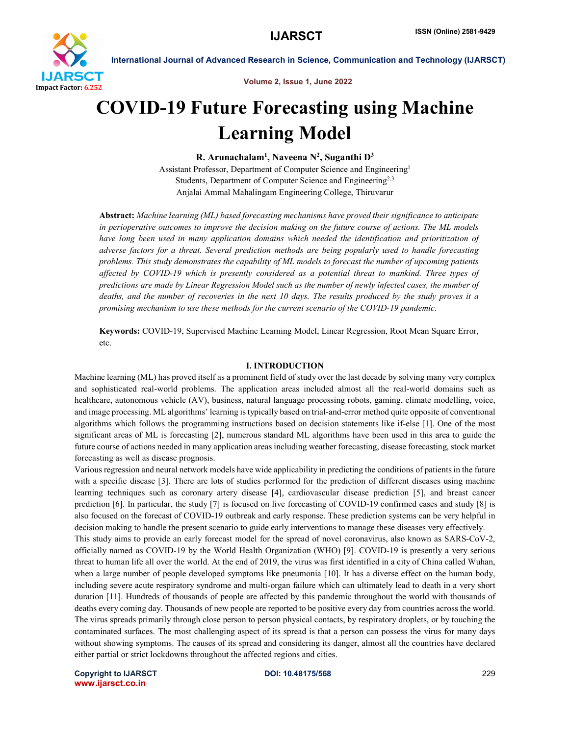# COVID-19 Future Forecasting using Machine Learning Model

**R. Arunachalam[1], Naveena N[2], Suganthi D[3]**

Assistant Professor, Department of Computer Science and Engineering[1]

Students, Department of Computer Science and Engineering[2,3]

Anjalai Ammal Mahalingam Engineering College, Thiruvarur

**Abstract:** *Machine learning (ML) based forecasting mechanisms have proved their significance to anticipate in perioperative outcomes to improve the decision making on the future course of actions. The ML models have long been used in many application domains which needed the identification and prioritization of adverse factors for a threat. Several prediction methods are being popularly used to handle forecasting problems. This study demonstrates the capability of ML models to forecast the number of upcoming patients affected by COVID-19 which is presently considered as a potential threat to mankind. Three types of predictions are made by Linear Regression Model such as the number of newly infected cases, the number of deaths, and the number of recoveries in the next 10 days. The results produced by the study proves it a promising mechanism to use these methods for the current scenario of the COVID-19 pandemic.*

**Keywords:** COVID-19, Supervised Machine Learning Model, Linear Regression, Root Mean Square Error, etc.

## I. INTRODUCTION

Machine learning (ML) has proved itself as a prominent field of study over the last decade by solving many very complex and sophisticated real-world problems. The application areas included almost all the real-world domains such as healthcare, autonomous vehicle (AV), business, natural language processing robots, gaming, climate modelling, voice, and image processing. ML algorithms' learning is typically based on trial-and-error method quite opposite of conventional algorithms which follows the programming instructions based on decision statements like if-else [1]. One of the most significant areas of ML is forecasting [2], numerous standard ML algorithms have been used in this area to guide the future course of actions needed in many application areas including weather forecasting, disease forecasting, stock market forecasting as well as disease prognosis.

Various regression and neural network models have wide applicability in predicting the conditions of patients in the future with a specific disease [3]. There are lots of studies performed for the prediction of different diseases using machine learning techniques such as coronary artery disease [4], cardiovascular disease prediction [5], and breast cancer prediction [6]. In particular, the study [7] is focused on live forecasting of COVID-19 confirmed cases and study [8] is also focused on the forecast of COVID-19 outbreak and early response. These prediction systems can be very helpful in decision making to handle the present scenario to guide early interventions to manage these diseases very effectively.

This study aims to provide an early forecast model for the spread of novel coronavirus, also known as SARS-CoV-2, officially named as COVID-19 by the World Health Organization (WHO) [9]. COVID-19 is presently a very serious threat to human life all over the world. At the end of 2019, the virus was first identified in a city of China called Wuhan, when a large number of people developed symptoms like pneumonia [10]. It has a diverse effect on the human body, including severe acute respiratory syndrome and multi-organ failure which can ultimately lead to death in a very short duration [11]. Hundreds of thousands of people are affected by this pandemic throughout the world with thousands of deaths every coming day. Thousands of new people are reported to be positive every day from countries across the world. The virus spreads primarily through close person to person physical contacts, by respiratory droplets, or by touching the contaminated surfaces. The most challenging aspect of its spread is that a person can possess the virus for many days without showing symptoms. The causes of its spread and considering its danger, almost all the countries have declared either partial or strict lockdowns throughout the affected regions and cities.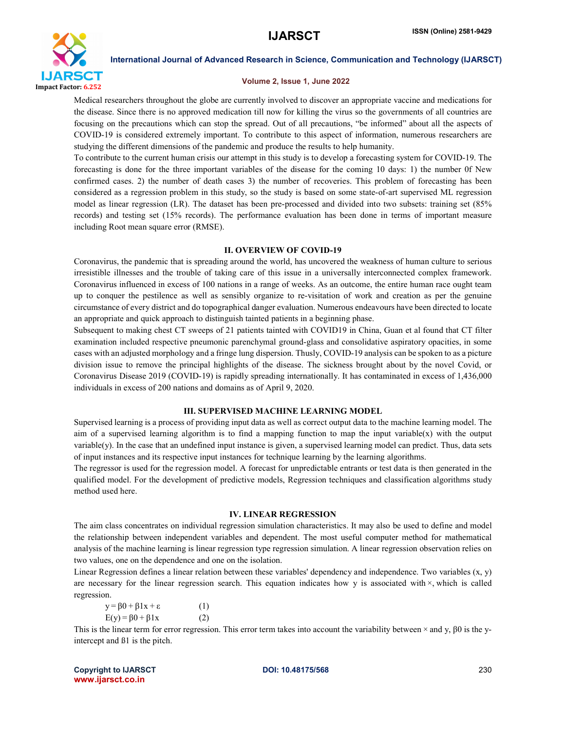Medical researchers throughout the globe are currently involved to discover an appropriate vaccine and medications for the disease. Since there is no approved medication till now for killing the virus so the governments of all countries are focusing on the precautions which can stop the spread. Out of all precautions, "be informed" about all the aspects of COVID-19 is considered extremely important. To contribute to this aspect of information, numerous researchers are studying the different dimensions of the pandemic and produce the results to help humanity.

To contribute to the current human crisis our attempt in this study is to develop a forecasting system for COVID-19. The forecasting is done for the three important variables of the disease for the coming 10 days: 1) the number 0f New confirmed cases. 2) the number of death cases 3) the number of recoveries. This problem of forecasting has been considered as a regression problem in this study, so the study is based on some state-of-art supervised ML regression model as linear regression (LR). The dataset has been pre-processed and divided into two subsets: training set (85% records) and testing set (15% records). The performance evaluation has been done in terms of important measure including Root mean square error (RMSE).

## II. OVERVIEW OF COVID-19

Coronavirus, the pandemic that is spreading around the world, has uncovered the weakness of human culture to serious irresistible illnesses and the trouble of taking care of this issue in a universally interconnected complex framework. Coronavirus influenced in excess of 100 nations in a range of weeks. As an outcome, the entire human race ought team up to conquer the pestilence as well as sensibly organize to re-visitation of work and creation as per the genuine circumstance of every district and do topographical danger evaluation. Numerous endeavours have been directed to locate an appropriate and quick approach to distinguish tainted patients in a beginning phase.

Subsequent to making chest CT sweeps of 21 patients tainted with COVID19 in China, Guan et al found that CT filter examination included respective pneumonic parenchymal ground-glass and consolidative aspiratory opacities, in some cases with an adjusted morphology and a fringe lung dispersion. Thusly, COVID-19 analysis can be spoken to as a picture division issue to remove the principal highlights of the disease. The sickness brought about by the novel Covid, or Coronavirus Disease 2019 (COVID-19) is rapidly spreading internationally. It has contaminated in excess of 1,436,000 individuals in excess of 200 nations and domains as of April 9, 2020.

## III. SUPERVISED MACHINE LEARNING MODEL

Supervised learning is a process of providing input data as well as correct output data to the machine learning model. The aim of a supervised learning algorithm is to find a mapping function to map the input variable(x) with the output variable(y). In the case that an undefined input instance is given, a supervised learning model can predict. Thus, data sets of input instances and its respective input instances for technique learning by the learning algorithms.

The regressor is used for the regression model. A forecast for unpredictable entrants or test data is then generated in the qualified model. For the development of predictive models, Regression techniques and classification algorithms study method used here.

## IV. LINEAR REGRESSION

The aim class concentrates on individual regression simulation characteristics. It may also be used to define and model the relationship between independent variables and dependent. The most useful computer method for mathematical analysis of the machine learning is linear regression type regression simulation. A linear regression observation relies on two values, one on the dependence and one on the isolation.

Linear Regression defines a linear relation between these variables' dependency and independence. Two variables (x, y) are necessary for the linear regression search. This equation indicates how y is associated with ×, which is called regression.

$$y = \beta 0 + \beta 1x + \varepsilon \qquad (1)$$

$$E(y) = \beta 0 + \beta 1x \qquad (2)$$

This is the linear term for error regression. This error term takes into account the variability between × and y, $\beta 0$ is the y-intercept and $\beta 1$ is the pitch.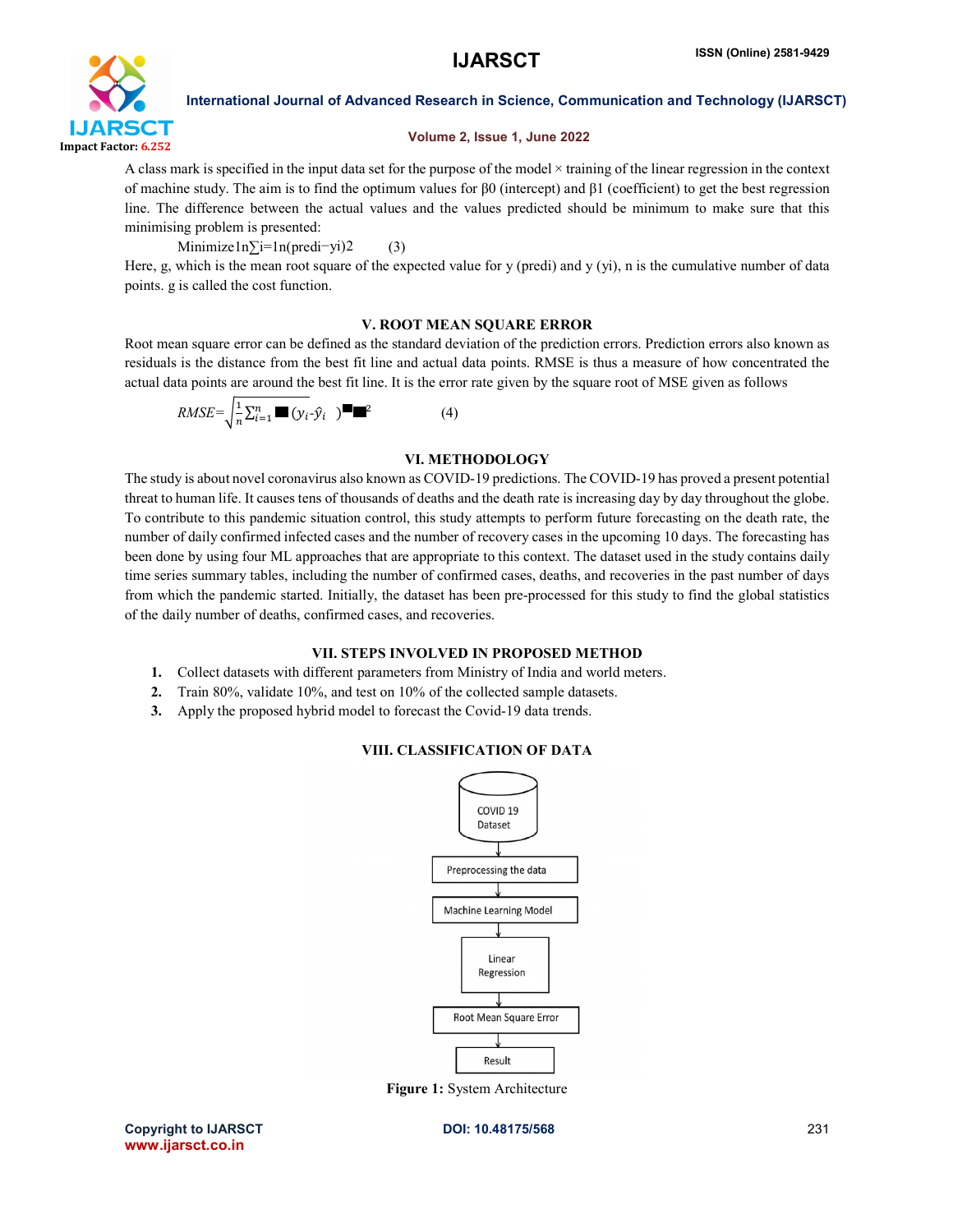A class mark is specified in the input data set for the purpose of the model × training of the linear regression in the context of machine study. The aim is to find the optimum values for β0 (intercept) and β1 (coefficient) to get the best regression line. The difference between the actual values and the values predicted should be minimum to make sure that this minimising problem is presented:

Minimize1n∑i=1n(predi−yi)2 (3)

Here, g, which is the mean root square of the expected value for y (predi) and y (yi), n is the cumulative number of data points. g is called the cost function.

## V. ROOT MEAN SQUARE ERROR

Root mean square error can be defined as the standard deviation of the prediction errors. Prediction errors also known as residuals is the distance from the best fit line and actual data points. RMSE is thus a measure of how concentrated the actual data points are around the best fit line. It is the error rate given by the square root of MSE given as follows

$$RMSE=\sqrt{\frac{1}{n}\sum_{i=1}^{n}(y_i-\hat{y}_i)^2} \quad (4)$$

## VI. METHODOLOGY

The study is about novel coronavirus also known as COVID-19 predictions. The COVID-19 has proved a present potential threat to human life. It causes tens of thousands of deaths and the death rate is increasing day by day throughout the globe. To contribute to this pandemic situation control, this study attempts to perform future forecasting on the death rate, the number of daily confirmed infected cases and the number of recovery cases in the upcoming 10 days. The forecasting has been done by using four ML approaches that are appropriate to this context. The dataset used in the study contains daily time series summary tables, including the number of confirmed cases, deaths, and recoveries in the past number of days from which the pandemic started. Initially, the dataset has been pre-processed for this study to find the global statistics of the daily number of deaths, confirmed cases, and recoveries.

## VII. STEPS INVOLVED IN PROPOSED METHOD

1. Collect datasets with different parameters from Ministry of India and world meters.
2. Train 80%, validate 10%, and test on 10% of the collected sample datasets.
3. Apply the proposed hybrid model to forecast the Covid-19 data trends.

## VIII. CLASSIFICATION OF DATA

COVID 19 Dataset → Preprocessing the data → Machine Learning Model → Linear Regression → Root Mean Square Error → Result

**Figure 1:** System Architecture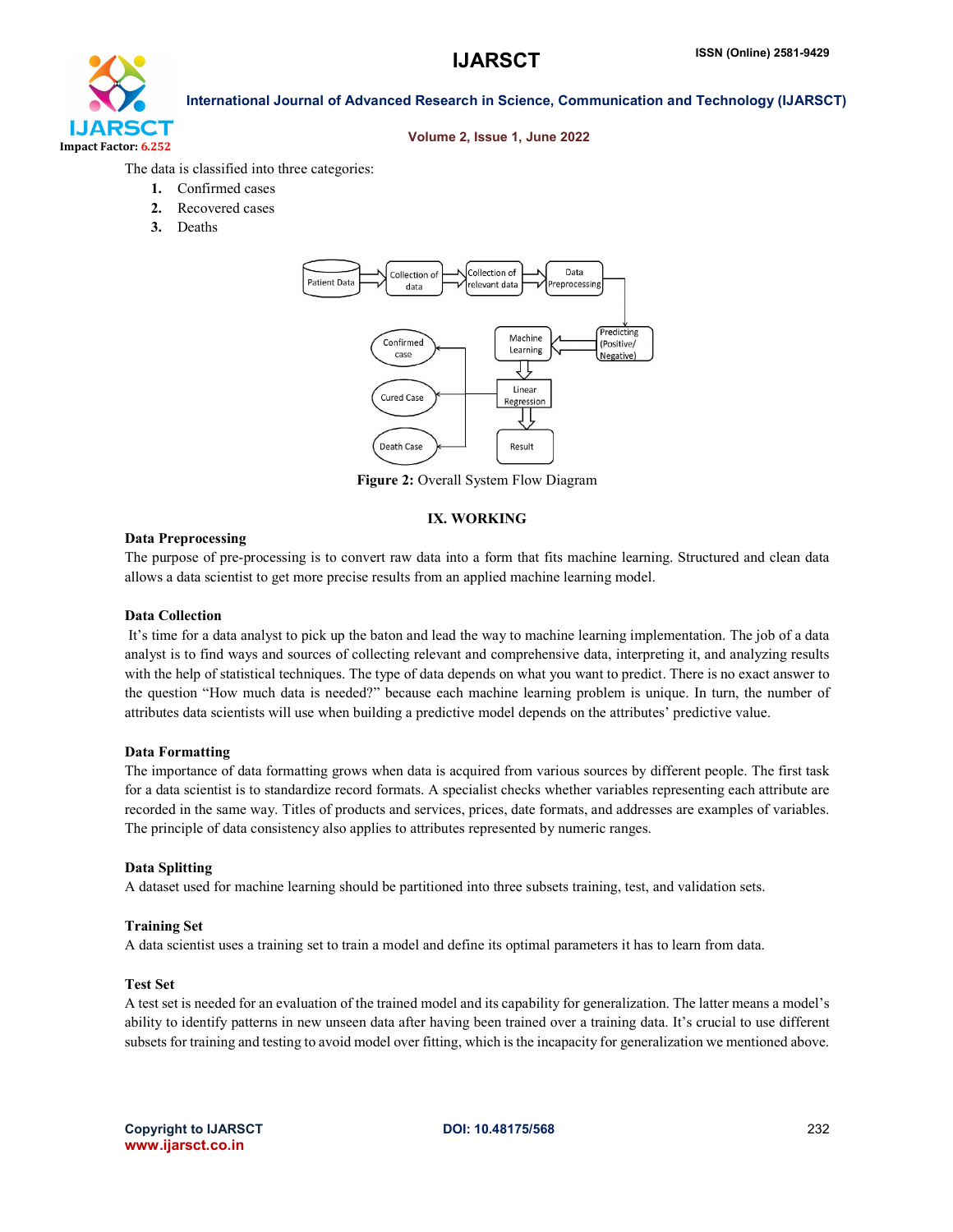The data is classified into three categories:

1. Confirmed cases
2. Recovered cases
3. Deaths

**Figure 2:** Overall System Flow Diagram

## IX. WORKING

### Data Preprocessing

The purpose of pre-processing is to convert raw data into a form that fits machine learning. Structured and clean data allows a data scientist to get more precise results from an applied machine learning model.

### Data Collection

It's time for a data analyst to pick up the baton and lead the way to machine learning implementation. The job of a data analyst is to find ways and sources of collecting relevant and comprehensive data, interpreting it, and analyzing results with the help of statistical techniques. The type of data depends on what you want to predict. There is no exact answer to the question "How much data is needed?" because each machine learning problem is unique. In turn, the number of attributes data scientists will use when building a predictive model depends on the attributes' predictive value.

### Data Formatting

The importance of data formatting grows when data is acquired from various sources by different people. The first task for a data scientist is to standardize record formats. A specialist checks whether variables representing each attribute are recorded in the same way. Titles of products and services, prices, date formats, and addresses are examples of variables. The principle of data consistency also applies to attributes represented by numeric ranges.

### Data Splitting

A dataset used for machine learning should be partitioned into three subsets training, test, and validation sets.

### Training Set

A data scientist uses a training set to train a model and define its optimal parameters it has to learn from data.

### Test Set

A test set is needed for an evaluation of the trained model and its capability for generalization. The latter means a model's ability to identify patterns in new unseen data after having been trained over a training data. It's crucial to use different subsets for training and testing to avoid model over fitting, which is the incapacity for generalization we mentioned above.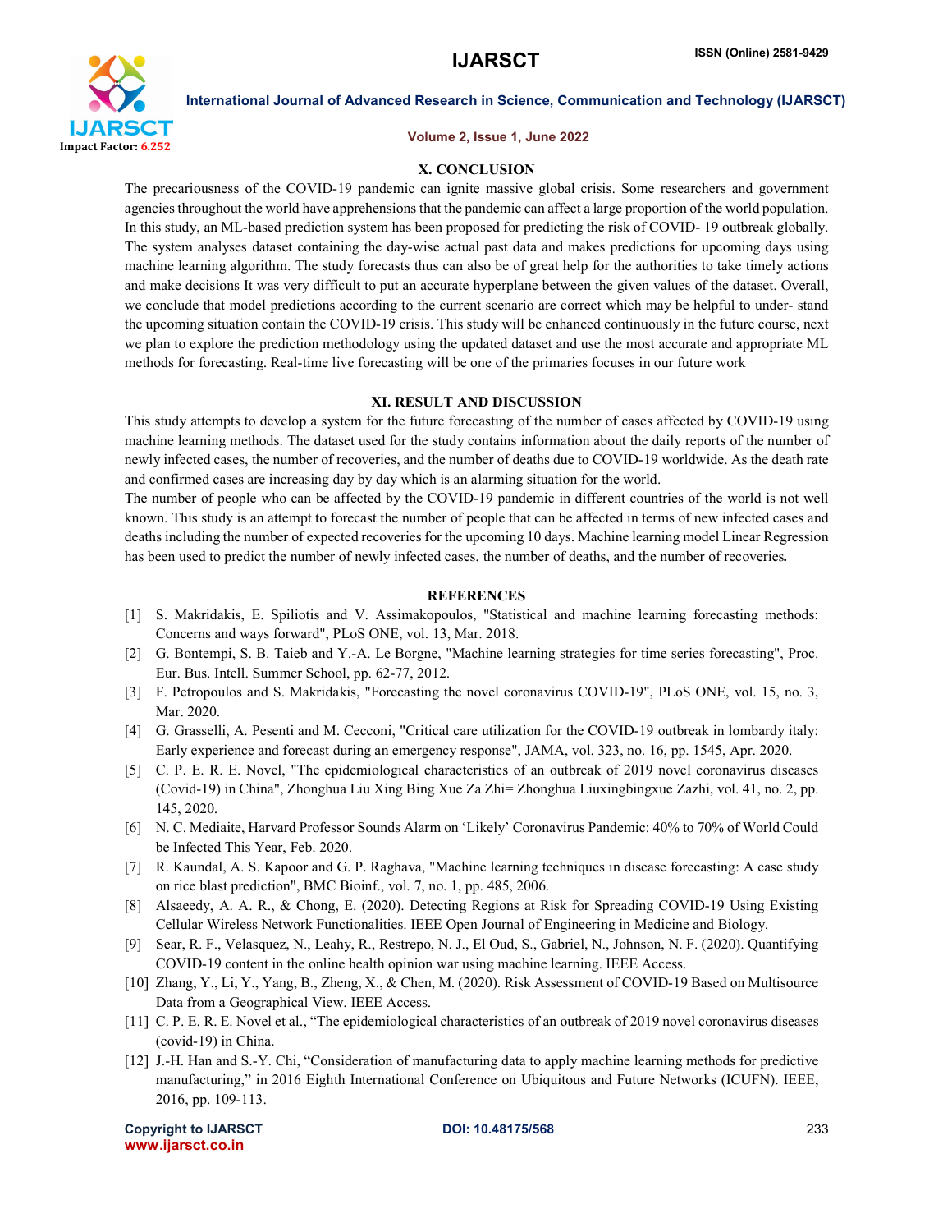## X. CONCLUSION

The precariousness of the COVID-19 pandemic can ignite massive global crisis. Some researchers and government agencies throughout the world have apprehensions that the pandemic can affect a large proportion of the world population. In this study, an ML-based prediction system has been proposed for predicting the risk of COVID- 19 outbreak globally. The system analyses dataset containing the day-wise actual past data and makes predictions for upcoming days using machine learning algorithm. The study forecasts thus can also be of great help for the authorities to take timely actions and make decisions It was very difficult to put an accurate hyperplane between the given values of the dataset. Overall, we conclude that model predictions according to the current scenario are correct which may be helpful to under- stand the upcoming situation contain the COVID-19 crisis. This study will be enhanced continuously in the future course, next we plan to explore the prediction methodology using the updated dataset and use the most accurate and appropriate ML methods for forecasting. Real-time live forecasting will be one of the primaries focuses in our future work

## XI. RESULT AND DISCUSSION

This study attempts to develop a system for the future forecasting of the number of cases affected by COVID-19 using machine learning methods. The dataset used for the study contains information about the daily reports of the number of newly infected cases, the number of recoveries, and the number of deaths due to COVID-19 worldwide. As the death rate and confirmed cases are increasing day by day which is an alarming situation for the world.

The number of people who can be affected by the COVID-19 pandemic in different countries of the world is not well known. This study is an attempt to forecast the number of people that can be affected in terms of new infected cases and deaths including the number of expected recoveries for the upcoming 10 days. Machine learning model Linear Regression has been used to predict the number of newly infected cases, the number of deaths, and the number of recoveries**.**

## REFERENCES

[1] S. Makridakis, E. Spiliotis and V. Assimakopoulos, "Statistical and machine learning forecasting methods: Concerns and ways forward", PLoS ONE, vol. 13, Mar. 2018.

[2] G. Bontempi, S. B. Taieb and Y.-A. Le Borgne, "Machine learning strategies for time series forecasting", Proc. Eur. Bus. Intell. Summer School, pp. 62-77, 2012.

[3] F. Petropoulos and S. Makridakis, "Forecasting the novel coronavirus COVID-19", PLoS ONE, vol. 15, no. 3, Mar. 2020.

[4] G. Grasselli, A. Pesenti and M. Cecconi, "Critical care utilization for the COVID-19 outbreak in lombardy italy: Early experience and forecast during an emergency response", JAMA, vol. 323, no. 16, pp. 1545, Apr. 2020.

[5] C. P. E. R. E. Novel, "The epidemiological characteristics of an outbreak of 2019 novel coronavirus diseases (Covid-19) in China", Zhonghua Liu Xing Bing Xue Za Zhi= Zhonghua Liuxingbingxue Zazhi, vol. 41, no. 2, pp. 145, 2020.

[6] N. C. Mediaite, Harvard Professor Sounds Alarm on 'Likely' Coronavirus Pandemic: 40% to 70% of World Could be Infected This Year, Feb. 2020.

[7] R. Kaundal, A. S. Kapoor and G. P. Raghava, "Machine learning techniques in disease forecasting: A case study on rice blast prediction", BMC Bioinf., vol. 7, no. 1, pp. 485, 2006.

[8] Alsaeedy, A. A. R., & Chong, E. (2020). Detecting Regions at Risk for Spreading COVID-19 Using Existing Cellular Wireless Network Functionalities. IEEE Open Journal of Engineering in Medicine and Biology.

[9] Sear, R. F., Velasquez, N., Leahy, R., Restrepo, N. J., El Oud, S., Gabriel, N., Johnson, N. F. (2020). Quantifying COVID-19 content in the online health opinion war using machine learning. IEEE Access.

[10] Zhang, Y., Li, Y., Yang, B., Zheng, X., & Chen, M. (2020). Risk Assessment of COVID-19 Based on Multisource Data from a Geographical View. IEEE Access.

[11] C. P. E. R. E. Novel et al., "The epidemiological characteristics of an outbreak of 2019 novel coronavirus diseases (covid-19) in China.

[12] J.-H. Han and S.-Y. Chi, "Consideration of manufacturing data to apply machine learning methods for predictive manufacturing," in 2016 Eighth International Conference on Ubiquitous and Future Networks (ICUFN). IEEE, 2016, pp. 109-113.